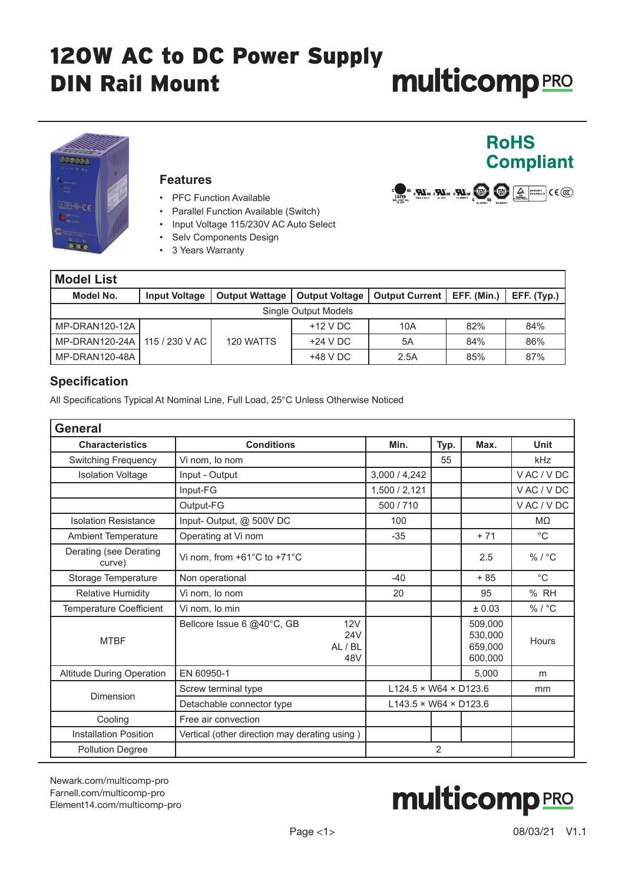# 120W AC to DC Power Supply DIN Rail Mount

multicomp PRO

**RoHS Compliant**

## Features

- PFC Function Available
- Parallel Function Available (Switch)
- Input Voltage 115/230V AC Auto Select
- Selv Components Design
- 3 Years Warranty

## Model List

| Model No. | Input Voltage | Output Wattage | Output Voltage | Output Current | EFF. (Min.) | EFF. (Typ.) |
|---|---|---|---|---|---|---|
| Single Output Models | | | | | | |
| MP-DRAN120-12A | 115 / 230 V AC | 120 WATTS | +12 V DC | 10A | 82% | 84% |
| MP-DRAN120-24A | | | +24 V DC | 5A | 84% | 86% |
| MP-DRAN120-48A | | | +48 V DC | 2.5A | 85% | 87% |

## Specification

All Specifications Typical At Nominal Line, Full Load, 25°C Unless Otherwise Noticed

### General

| Characteristics | Conditions | Min. | Typ. | Max. | Unit |
|---|---|---|---|---|---|
| Switching Frequency | Vi nom, Io nom | | 55 | | kHz |
| Isolation Voltage | Input - Output | 3,000 / 4,242 | | | V AC / V DC |
| | Input-FG | 1,500 / 2,121 | | | V AC / V DC |
| | Output-FG | 500 / 710 | | | V AC / V DC |
| Isolation Resistance | Input- Output, @ 500V DC | 100 | | | MΩ |
| Ambient Temperature | Operating at Vi nom | -35 | | + 71 | °C |
| Derating (see Derating curve) | Vi nom, from +61°C to +71°C | | | 2.5 | % / °C |
| Storage Temperature | Non operational | -40 | | + 85 | °C |
| Relative Humidity | Vi nom, Io nom | 20 | | 95 | % RH |
| Temperature Coefficient | Vi nom, Io min | | | ± 0.03 | % / °C |
| MTBF | Bellcore Issue 6 @40°C, GB 12V / 24V / AL / BL / 48V | | | 509,000 / 530,000 / 659,000 / 600,000 | Hours |
| Altitude During Operation | EN 60950-1 | | | 5,000 | m |
| Dimension | Screw terminal type | L124.5 × W64 × D123.6 | | | mm |
| | Detachable connector type | L143.5 × W64 × D123.6 | | | |
| Cooling | Free air convection | | | | |
| Installation Position | Vertical (other direction may derating using ) | | | | |
| Pollution Degree | | | 2 | | |

Newark.com/multicomp-pro
Farnell.com/multicomp-pro
Element14.com/multicomp-pro

08/03/21 V1.1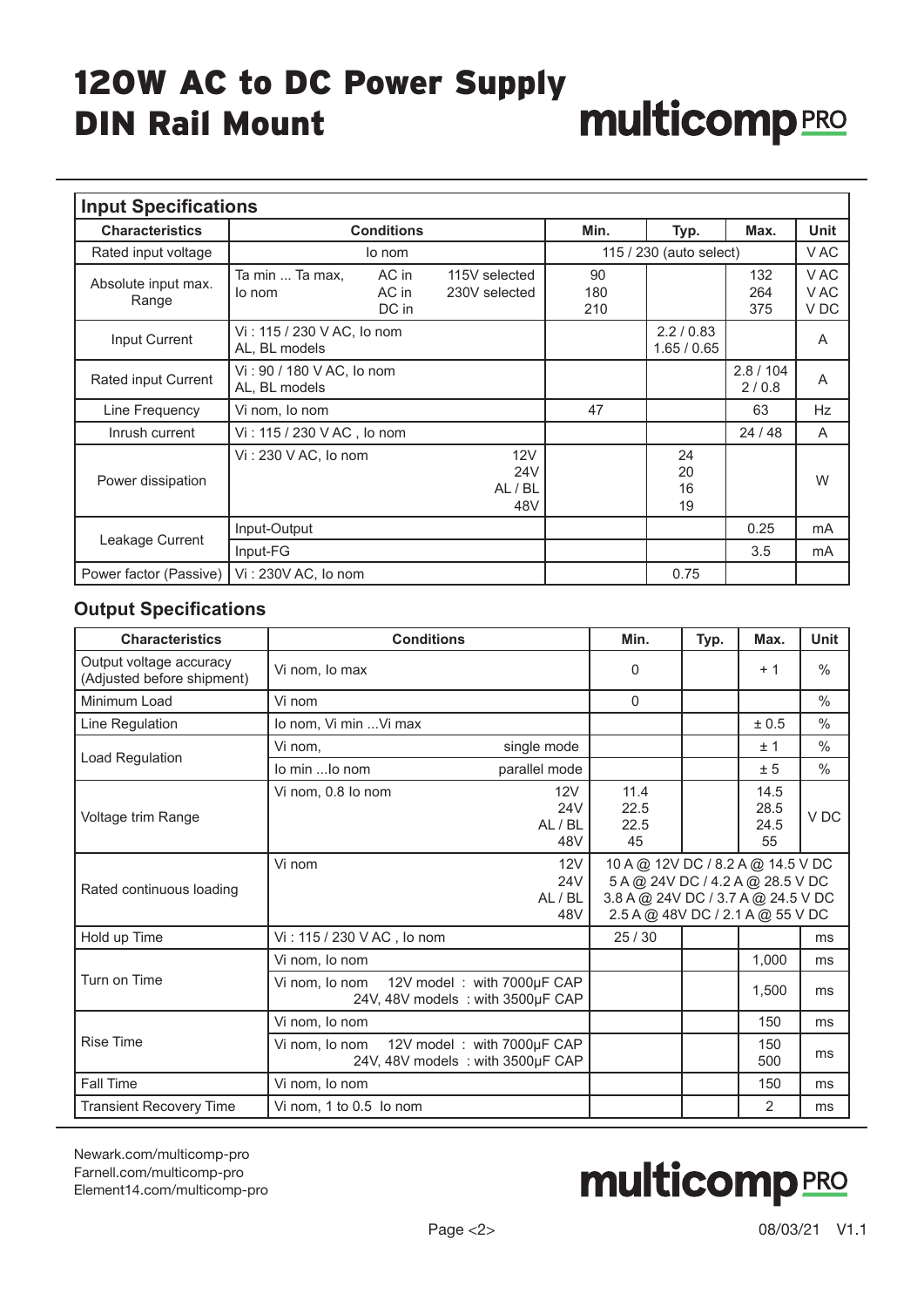# 120W AC to DC Power Supply DIN Rail Mount

## Input Specifications

| Characteristics | Conditions | | | Min. | Typ. | Max. | Unit |
|---|---|---|---|---|---|---|---|
| Rated input voltage | Io nom | | | 115 / 230 (auto select) | | | V AC |
| Absolute input max. Range | Ta min ... Ta max, Io nom | AC in<br>AC in<br>DC in | 115V selected<br>230V selected | 90<br>180<br>210 | | 132<br>264<br>375 | V AC<br>V AC<br>V DC |
| Input Current | Vi : 115 / 230 V AC, Io nom<br>AL, BL models | | | | 2.2 / 0.83<br>1.65 / 0.65 | | A |
| Rated input Current | Vi : 90 / 180 V AC, Io nom<br>AL, BL models | | | | | 2.8 / 104<br>2 / 0.8 | A |
| Line Frequency | Vi nom, Io nom | | | 47 | | 63 | Hz |
| Inrush current | Vi : 115 / 230 V AC , Io nom | | | | | 24 / 48 | A |
| Power dissipation | Vi : 230 V AC, Io nom | | 12V<br>24V<br>AL / BL<br>48V | | 24<br>20<br>16<br>19 | | W |
| Leakage Current | Input-Output | | | | | 0.25 | mA |
| | Input-FG | | | | | 3.5 | mA |
| Power factor (Passive) | Vi : 230V AC, Io nom | | | | 0.75 | | |

## Output Specifications

| Characteristics | Conditions | | Min. | Typ. | Max. | Unit |
|---|---|---|---|---|---|---|
| Output voltage accuracy (Adjusted before shipment) | Vi nom, Io max | | 0 | | + 1 | % |
| Minimum Load | Vi nom | | 0 | | | % |
| Line Regulation | Io nom, Vi min ...Vi max | | | | ± 0.5 | % |
| Load Regulation | Vi nom, | single mode | | | ± 1 | % |
| | Io min ...Io nom | parallel mode | | | ± 5 | % |
| Voltage trim Range | Vi nom, 0.8 Io nom | 12V<br>24V<br>AL / BL<br>48V | 11.4<br>22.5<br>22.5<br>45 | | 14.5<br>28.5<br>24.5<br>55 | V DC |
| Rated continuous loading | Vi nom | 12V<br>24V<br>AL / BL<br>48V | 10 A @ 12V DC / 8.2 A @ 14.5 V DC<br>5 A @ 24V DC / 4.2 A @ 28.5 V DC<br>3.8 A @ 24V DC / 3.7 A @ 24.5 V DC<br>2.5 A @ 48V DC / 2.1 A @ 55 V DC | | | |
| Hold up Time | Vi : 115 / 230 V AC , Io nom | | 25 / 30 | | | ms |
| Turn on Time | Vi nom, Io nom | | | | 1,000 | ms |
| | Vi nom, Io nom 12V model : with 7000µF CAP<br>24V, 48V models : with 3500µF CAP | | | | 1,500 | ms |
| Rise Time | Vi nom, Io nom | | | | 150 | ms |
| | Vi nom, Io nom 12V model : with 7000µF CAP<br>24V, 48V models : with 3500µF CAP | | | | 150<br>500 | ms |
| Fall Time | Vi nom, Io nom | | | | 150 | ms |
| Transient Recovery Time | Vi nom, 1 to 0.5 Io nom | | | | 2 | ms |

Newark.com/multicomp-pro
Farnell.com/multicomp-pro
Element14.com/multicomp-pro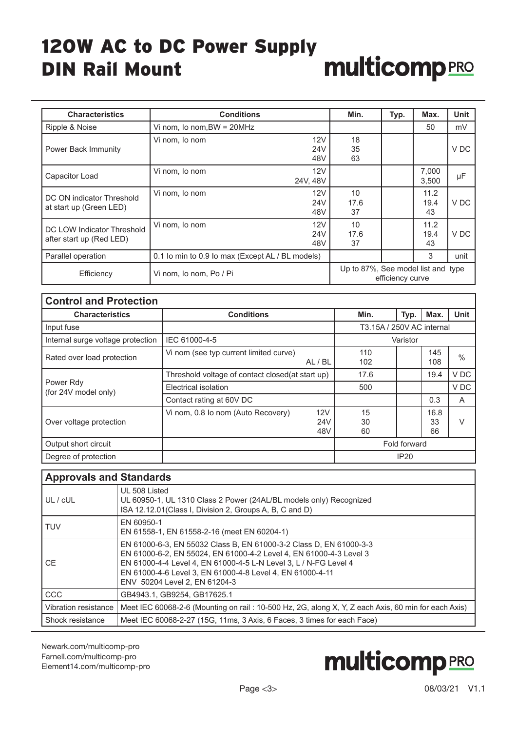| Characteristics | Conditions | | Min. | Typ. | Max. | Unit |
|---|---|---|---|---|---|---|
| Ripple & Noise | Vi nom, Io nom,BW = 20MHz | | | | 50 | mV |
| Power Back Immunity | Vi nom, Io nom | 12V<br>24V<br>48V | 18<br>35<br>63 | | | V DC |
| Capacitor Load | Vi nom, Io nom | 12V<br>24V, 48V | | | 7,000<br>3,500 | μF |
| DC ON indicator Threshold at start up (Green LED) | Vi nom, Io nom | 12V<br>24V<br>48V | 10<br>17.6<br>37 | | 11.2<br>19.4<br>43 | V DC |
| DC LOW Indicator Threshold after start up (Red LED) | Vi nom, Io nom | 12V<br>24V<br>48V | 10<br>17.6<br>37 | | 11.2<br>19.4<br>43 | V DC |
| Parallel operation | 0.1 Io min to 0.9 Io max (Except AL / BL models) | | | | 3 | unit |
| Efficiency | Vi nom, Io nom, Po / Pi | | Up to 87%, See model list and type efficiency curve | | | |

## Control and Protection

| Characteristics | Conditions | | Min. | Typ. | Max. | Unit |
|---|---|---|---|---|---|---|
| Input fuse | | | T3.15A / 250V AC internal | | | |
| Internal surge voltage protection | IEC 61000-4-5 | | Varistor | | | |
| Rated over load protection | Vi nom (see typ current limited curve) | AL / BL | 110<br>102 | | 145<br>108 | % |
| Power Rdy (for 24V model only) | Threshold voltage of contact closed(at start up) | | 17.6 | | 19.4 | V DC |
| | Electrical isolation | | 500 | | | V DC |
| | Contact rating at 60V DC | | | | 0.3 | A |
| Over voltage protection | Vi nom, 0.8 Io nom (Auto Recovery) | 12V<br>24V<br>48V | 15<br>30<br>60 | | 16.8<br>33<br>66 | V |
| Output short circuit | | | Fold forward | | | |
| Degree of protection | | | IP20 | | | |

## Approvals and Standards

| | |
|---|---|
| UL / cUL | UL 508 Listed<br>UL 60950-1, UL 1310 Class 2 Power (24AL/BL models only) Recognized<br>ISA 12.12.01(Class I, Division 2, Groups A, B, C and D) |
| TUV | EN 60950-1<br>EN 61558-1, EN 61558-2-16 (meet EN 60204-1) |
| CE | EN 61000-6-3, EN 55032 Class B, EN 61000-3-2 Class D, EN 61000-3-3<br>EN 61000-6-2, EN 55024, EN 61000-4-2 Level 4, EN 61000-4-3 Level 3<br>EN 61000-4-4 Level 4, EN 61000-4-5 L-N Level 3, L / N-FG Level 4<br>EN 61000-4-6 Level 3, EN 61000-4-8 Level 4, EN 61000-4-11<br>ENV 50204 Level 2, EN 61204-3 |
| CCC | GB4943.1, GB9254, GB17625.1 |
| Vibration resistance | Meet IEC 60068-2-6 (Mounting on rail : 10-500 Hz, 2G, along X, Y, Z each Axis, 60 min for each Axis) |
| Shock resistance | Meet IEC 60068-2-27 (15G, 11ms, 3 Axis, 6 Faces, 3 times for each Face) |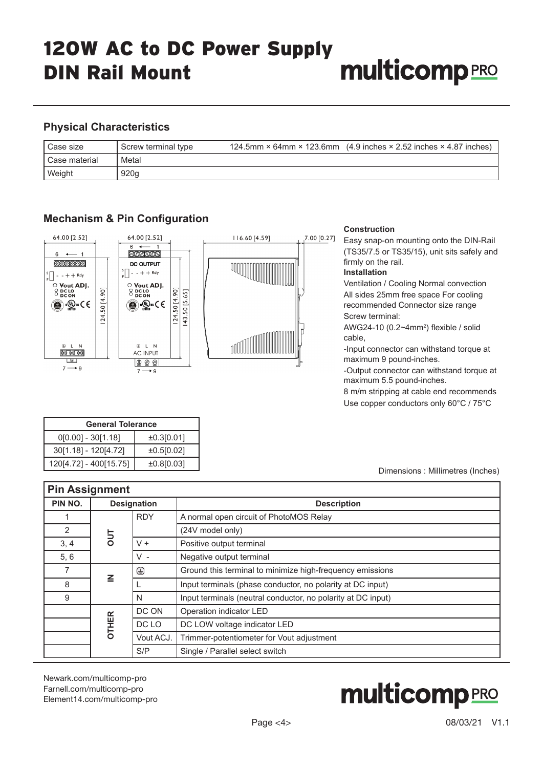# 120W AC to DC Power Supply DIN Rail Mount

## Physical Characteristics

| Case size | Screw terminal type | 124.5mm × 64mm × 123.6mm (4.9 inches × 2.52 inches × 4.87 inches) |
|---|---|---|
| Case material | Metal | |
| Weight | 920g | |

## Mechanism & Pin Configuration

**Construction**

Easy snap-on mounting onto the DIN-Rail (TS35/7.5 or TS35/15), unit sits safely and firmly on the rail.

**Installation**

Ventilation / Cooling Normal convection

All sides 25mm free space For cooling recommended Connector size range

Screw terminal:

AWG24-10 (0.2~4mm²) flexible / solid cable,

-Input connector can withstand torque at maximum 9 pound-inches.

-Output connector can withstand torque at maximum 5.5 pound-inches.

8 m/m stripping at cable end recommends

Use copper conductors only 60°C / 75°C

| General Tolerance | |
|---|---|
| 0[0.00] - 30[1.18] | ±0.3[0.01] |
| 30[1.18] - 120[4.72] | ±0.5[0.02] |
| 120[4.72] - 400[15.75] | ±0.8[0.03] |

Dimensions : Millimetres (Inches)

## Pin Assignment

| PIN NO. | Designation | | Description |
|---|---|---|---|
| 1 | OUT | RDY | A normal open circuit of PhotoMOS Relay |
| 2 | | | (24V model only) |
| 3, 4 | | V + | Positive output terminal |
| 5, 6 | | V - | Negative output terminal |
| 7 | IN | ⏚ | Ground this terminal to minimize high-frequency emissions |
| 8 | | L | Input terminals (phase conductor, no polarity at DC input) |
| 9 | | N | Input terminals (neutral conductor, no polarity at DC input) |
| | OTHER | DC ON | Operation indicator LED |
| | | DC LO | DC LOW voltage indicator LED |
| | | Vout ACJ. | Trimmer-potentiometer for Vout adjustment |
| | | S/P | Single / Parallel select switch |

Newark.com/multicomp-pro
Farnell.com/multicomp-pro
Element14.com/multicomp-pro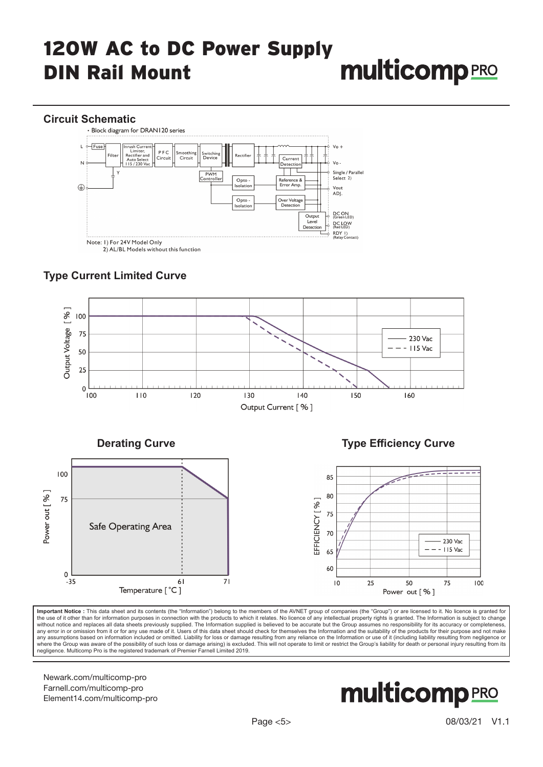# 120W AC to DC Power Supply DIN Rail Mount

## Circuit Schematic

• Block diagram for DRAN120 series

L
N
Fuse
Filter
Y
Inrush Current Limiter, Rectifier and Auto Select 115 / 230 Vac
P F C Circuit
Smoothing Circuit
Switching Device
PWM Controller
Rectifier
Current Detection
Opto - Isolation
Reference & Error Amp.
Opto - Isolation
Over Voltage Detection
Output Level Detection
Vo +
Vo -
Single / Parallel Select 2)
Vout ADJ.
DC ON (Green LED)
DC LOW (Red LED)
RDY 1) (Relay Contact)

Note: 1) For 24V Model Only
2) AL/BL Models without this function

## Type Current Limited Curve

Output Voltage [ % ]
100
75
50
25
0
100
110
120
130
140
150
160
Output Current [ % ]
230 Vac
115 Vac

## Derating Curve

Power out [ % ]
100
75
0
Safe Operating Area
-35
61
71
Temperature [ °C ]

## Type Efficiency Curve

EFFICIENCY [ % ]
85
80
75
70
65
60
10
25
50
75
100
Power out [ % ]
230 Vac
115 Vac

**Important Notice :** This data sheet and its contents (the "Information") belong to the members of the AVNET group of companies (the "Group") or are licensed to it. No licence is granted for the use of it other than for information purposes in connection with the products to which it relates. No licence of any intellectual property rights is granted. The Information is subject to change without notice and replaces all data sheets previously supplied. The Information supplied is believed to be accurate but the Group assumes no responsibility for its accuracy or completeness, any error in or omission from it or for any use made of it. Users of this data sheet should check for themselves the Information and the suitability of the products for their purpose and not make any assumptions based on information included or omitted. Liability for loss or damage resulting from any reliance on the Information or use of it (including liability resulting from negligence or where the Group was aware of the possibility of such loss or damage arising) is excluded. This will not operate to limit or restrict the Group's liability for death or personal injury resulting from its negligence. Multicomp Pro is the registered trademark of Premier Farnell Limited 2019.

Newark.com/multicomp-pro
Farnell.com/multicomp-pro
Element14.com/multicomp-pro